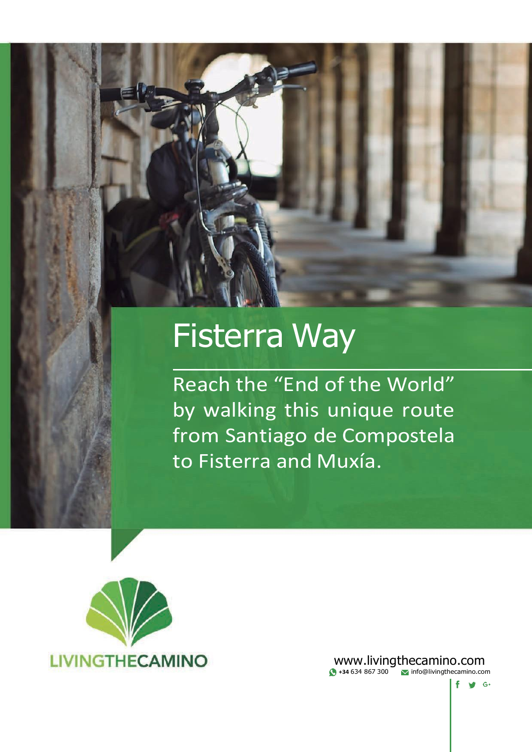# Fisterra Way

Reach the "End of the World" by walking this unique route from Santiago de Compostela to Fisterra and Muxía.

LIVINGTHECAMINO

www.livingthecamino.com

+34 634 867 300 info@livingthecamino.com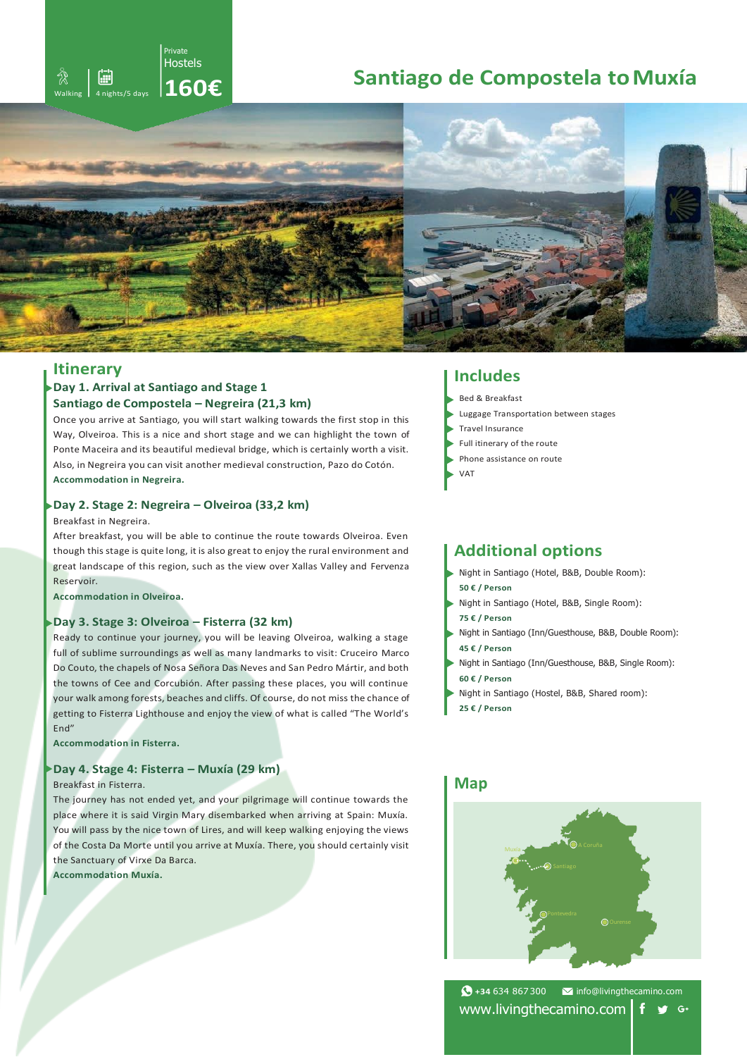Walking | 4 nights/5 days | Private Hostels **160€**

# Santiago de Compostela to Muxía

## Itinerary

### Day 1. Arrival at Santiago and Stage 1
### Santiago de Compostela – Negreira (21,3 km)

Once you arrive at Santiago, you will start walking towards the first stop in this Way, Olveiroa. This is a nice and short stage and we can highlight the town of Ponte Maceira and its beautiful medieval bridge, which is certainly worth a visit. Also, in Negreira you can visit another medieval construction, Pazo do Cotón.

**Accommodation in Negreira.**

### Day 2. Stage 2: Negreira – Olveiroa (33,2 km)

Breakfast in Negreira.

After breakfast, you will be able to continue the route towards Olveiroa. Even though this stage is quite long, it is also great to enjoy the rural environment and great landscape of this region, such as the view over Xallas Valley and Fervenza Reservoir.

**Accommodation in Olveiroa.**

### Day 3. Stage 3: Olveiroa – Fisterra (32 km)

Ready to continue your journey, you will be leaving Olveiroa, walking a stage full of sublime surroundings as well as many landmarks to visit: Cruceiro Marco Do Couto, the chapels of Nosa Señora Das Neves and San Pedro Mártir, and both the towns of Cee and Corcubión. After passing these places, you will continue your walk among forests, beaches and cliffs. Of course, do not miss the chance of getting to Fisterra Lighthouse and enjoy the view of what is called "The World's End"

**Accommodation in Fisterra.**

### Day 4. Stage 4: Fisterra – Muxía (29 km)

Breakfast in Fisterra.

The journey has not ended yet, and your pilgrimage will continue towards the place where it is said Virgin Mary disembarked when arriving at Spain: Muxía. You will pass by the nice town of Lires, and will keep walking enjoying the views of the Costa Da Morte until you arrive at Muxía. There, you should certainly visit the Sanctuary of Virxe Da Barca.

**Accommodation Muxía.**

## Includes

- Bed & Breakfast
- Luggage Transportation between stages
- Travel Insurance
- Full itinerary of the route
- Phone assistance on route
- VAT

## Additional options

- Night in Santiago (Hotel, B&B, Double Room): **50 € / Person**
- Night in Santiago (Hotel, B&B, Single Room): **75 € / Person**
- Night in Santiago (Inn/Guesthouse, B&B, Double Room): **45 € / Person**
- Night in Santiago (Inn/Guesthouse, B&B, Single Room): **60 € / Person**
- Night in Santiago (Hostel, B&B, Shared room): **25 € / Person**

## Map

Muxía · A Coruña · Santiago · Pontevedra · Ourense

+34 634 867 300 | info@livingthecamino.com

www.livingthecamino.com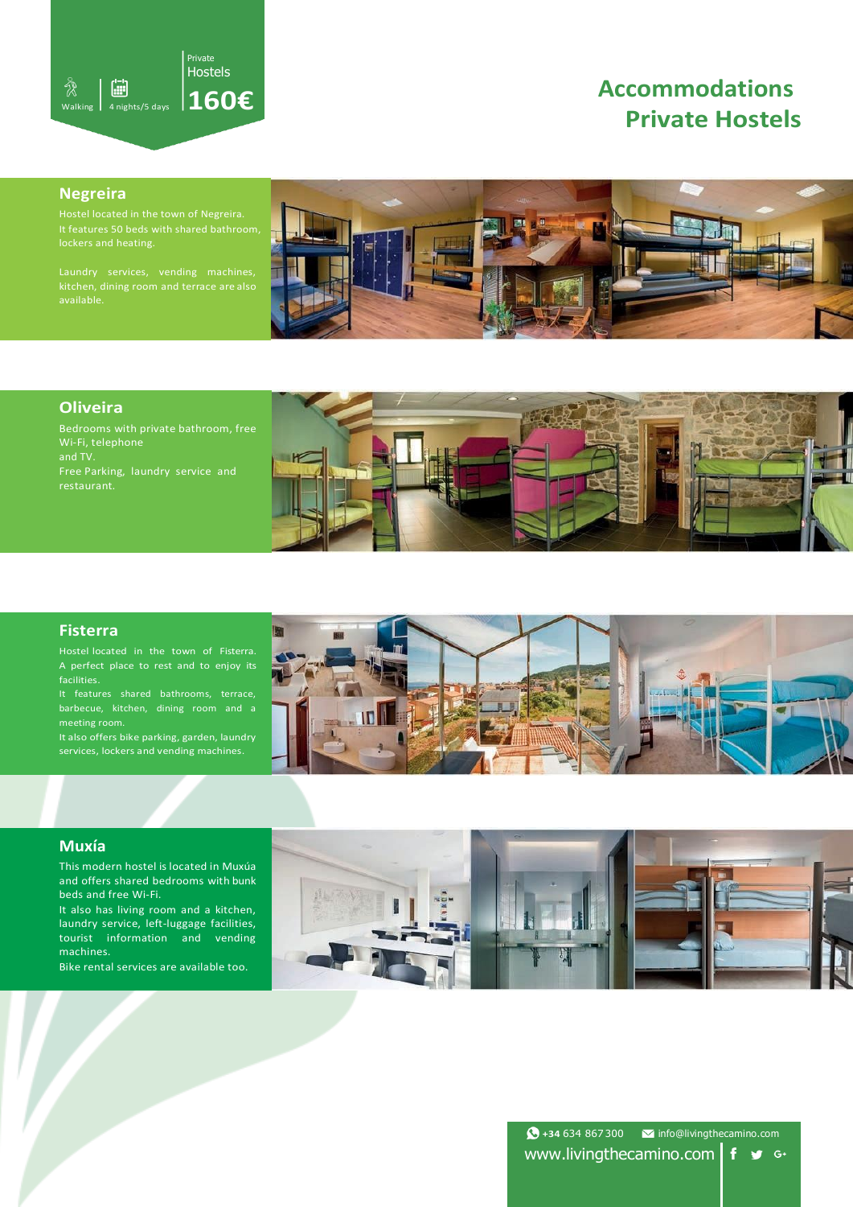Walking | 4 nights/5 days | Private Hostels **160€**

# Accommodations Private Hostels

## Negreira

Hostel located in the town of Negreira. It features 50 beds with shared bathroom, lockers and heating.

Laundry services, vending machines, kitchen, dining room and terrace are also available.

## Oliveira

Bedrooms with private bathroom, free Wi-Fi, telephone and TV.
Free Parking, laundry service and restaurant.

## Fisterra

Hostel located in the town of Fisterra. A perfect place to rest and to enjoy its facilities.
It features shared bathrooms, terrace, barbecue, kitchen, dining room and a meeting room.
It also offers bike parking, garden, laundry services, lockers and vending machines.

## Muxía

This modern hostel is located in Muxúa and offers shared bedrooms with bunk beds and free Wi-Fi.
It also has living room and a kitchen, laundry service, left-luggage facilities, tourist information and vending machines.
Bike rental services are available too.

+34 634 867 300 info@livingthecamino.com
www.livingthecamino.com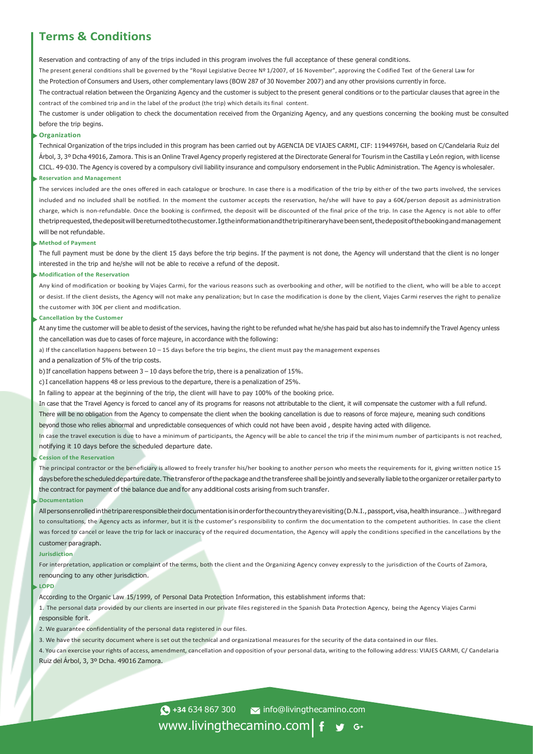# Terms & Conditions

Reservation and contracting of any of the trips included in this program involves the full acceptance of these general conditions.

The present general conditions shall be governed by the "Royal Legislative Decree Nº 1/2007, of 16 November", approving the Codified Text of the General Law for the Protection of Consumers and Users, other complementary laws (BOW 287 of 30 November 2007) and any other provisions currently in force.

The contractual relation between the Organizing Agency and the customer is subject to the present general conditions or to the particular clauses that agree in the contract of the combined trip and in the label of the product (the trip) which details its final content.

The customer is under obligation to check the documentation received from the Organizing Agency, and any questions concerning the booking must be consulted before the trip begins.

## Organization

Technical Organization of the trips included in this program has been carried out by AGENCIA DE VIAJES CARMI, CIF: 11944976H, based on C/Candelaria Ruiz del Árbol, 3, 3º Dcha 49016, Zamora. This is an Online Travel Agency properly registered at the Directorate General for Tourism in the Castilla y León region, with license CICL. 49-030. The Agency is covered by a compulsory civil liability insurance and compulsory endorsement in the Public Administration. The Agency is wholesaler.

## Reservation and Management

The services included are the ones offered in each catalogue or brochure. In case there is a modification of the trip by either of the two parts involved, the services included and no included shall be notified. In the moment the customer accepts the reservation, he/she will have to pay a 60€/person deposit as administration charge, which is non-refundable. Once the booking is confirmed, the deposit will be discounted of the final price of the trip. In case the Agency is not able to offer the trip requested, the deposit will be returned to the customer. Ig the information and the trip itinerary have been sent, the deposit of the booking and management will be not refundable.

## Method of Payment

The full payment must be done by the client 15 days before the trip begins. If the payment is not done, the Agency will understand that the client is no longer interested in the trip and he/she will not be able to receive a refund of the deposit.

## Modification of the Reservation

Any kind of modification or booking by Viajes Carmi, for the various reasons such as overbooking and other, will be notified to the client, who will be able to accept or desist. If the client desists, the Agency will not make any penalization; but In case the modification is done by the client, Viajes Carmi reserves the right to penalize the customer with 30€ per client and modification.

## Cancellation by the Customer

At any time the customer will be able to desist of the services, having the right to be refunded what he/she has paid but also has to indemnify the Travel Agency unless the cancellation was due to cases of force majeure, in accordance with the following:

a) If the cancellation happens between 10 – 15 days before the trip begins, the client must pay the management expenses and a penalization of 5% of the trip costs.

b) If cancellation happens between 3 – 10 days before the trip, there is a penalization of 15%.

c) I cancellation happens 48 or less previous to the departure, there is a penalization of 25%.

In failing to appear at the beginning of the trip, the client will have to pay 100% of the booking price.

In case that the Travel Agency is forced to cancel any of its programs for reasons not attributable to the client, it will compensate the customer with a full refund. There will be no obligation from the Agency to compensate the client when the booking cancellation is due to reasons of force majeure, meaning such conditions beyond those who relies abnormal and unpredictable consequences of which could not have been avoid , despite having acted with diligence.

In case the travel execution is due to have a minimum of participants, the Agency will be able to cancel the trip if the minimum number of participants is not reached, notifying it 10 days before the scheduled departure date.

## Cession of the Reservation

The principal contractor or the beneficiary is allowed to freely transfer his/her booking to another person who meets the requirements for it, giving written notice 15 days before the scheduled departure date. The transferor of the package and the transferee shall be jointly and severally liable to the organizer or retailer party to the contract for payment of the balance due and for any additional costs arising from such transfer.

## Documentation

All persons enrolled in the trip are responsible their documentation is in order for the country they are visiting (D.N.I., passport, visa, health insurance…) with regard to consultations, the Agency acts as informer, but it is the customer's responsibility to confirm the documentation to the competent authorities. In case the client was forced to cancel or leave the trip for lack or inaccuracy of the required documentation, the Agency will apply the conditions specified in the cancellations by the customer paragraph.

## Jurisdiction

For interpretation, application or complaint of the terms, both the client and the Organizing Agency convey expressly to the jurisdiction of the Courts of Zamora, renouncing to any other jurisdiction.

## LOPD

According to the Organic Law 15/1999, of Personal Data Protection Information, this establishment informs that:

1. The personal data provided by our clients are inserted in our private files registered in the Spanish Data Protection Agency, being the Agency Viajes Carmi responsible for it.
2. We guarantee confidentiality of the personal data registered in our files.
3. We have the security document where is set out the technical and organizational measures for the security of the data contained in our files.
4. You can exercise your rights of access, amendment, cancellation and opposition of your personal data, writing to the following address: VIAJES CARMI, C/ Candelaria Ruiz del Árbol, 3, 3º Dcha. 49016 Zamora.

+34 634 867 300 info@livingthecamino.com

www.livingthecamino.com